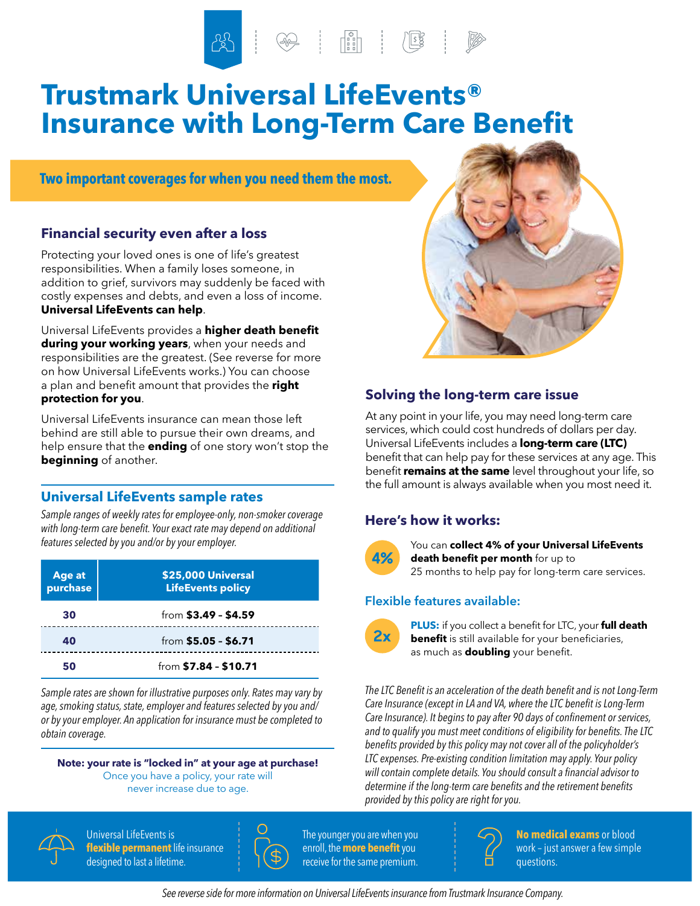# Trustmark Universal LifeEvents® Insurance with Long-Term Care Benefit

**Two important coverages for when you need them the most.**

## Financial security even after a loss

Protecting your loved ones is one of life's greatest responsibilities. When a family loses someone, in addition to grief, survivors may suddenly be faced with costly expenses and debts, and even a loss of income. **Universal LifeEvents can help**.

Universal LifeEvents provides a **higher death benefit during your working years**, when your needs and responsibilities are the greatest. (See reverse for more on how Universal LifeEvents works.) You can choose a plan and benefit amount that provides the **right protection for you**.

Universal LifeEvents insurance can mean those left behind are still able to pursue their own dreams, and help ensure that the **ending** of one story won't stop the **beginning** of another.

## Universal LifeEvents sample rates

*Sample ranges of weekly rates for employee-only, non-smoker coverage with long-term care benefit. Your exact rate may depend on additional features selected by you and/or by your employer.*

| Age at purchase | $25,000 Universal LifeEvents policy |
|---|---|
| 30 | from **$3.49 - $4.59** |
| 40 | from **$5.05 - $6.71** |
| 50 | from **$7.84 - $10.71** |

*Sample rates are shown for illustrative purposes only. Rates may vary by age, smoking status, state, employer and features selected by you and/or by your employer. An application for insurance must be completed to obtain coverage.*

**Note: your rate is "locked in" at your age at purchase!**
Once you have a policy, your rate will never increase due to age.

## Solving the long-term care issue

At any point in your life, you may need long-term care services, which could cost hundreds of dollars per day. Universal LifeEvents includes a **long-term care (LTC)** benefit that can help pay for these services at any age. This benefit **remains at the same** level throughout your life, so the full amount is always available when you most need it.

### Here's how it works:

**4%** You can **collect 4% of your Universal LifeEvents death benefit per month** for up to 25 months to help pay for long-term care services.

### Flexible features available:

**2x** **PLUS:** if you collect a benefit for LTC, your **full death benefit** is still available for your beneficiaries, as much as **doubling** your benefit.

*The LTC Benefit is an acceleration of the death benefit and is not Long-Term Care Insurance (except in LA and VA, where the LTC benefit is Long-Term Care Insurance). It begins to pay after 90 days of confinement or services, and to qualify you must meet conditions of eligibility for benefits. The LTC benefits provided by this policy may not cover all of the policyholder's LTC expenses. Pre-existing condition limitation may apply. Your policy will contain complete details. You should consult a financial advisor to determine if the long-term care benefits and the retirement benefits provided by this policy are right for you.*

Universal LifeEvents is **flexible permanent** life insurance designed to last a lifetime.

The younger you are when you enroll, the **more benefit** you receive for the same premium.

**No medical exams** or blood work – just answer a few simple questions.

*See reverse side for more information on Universal LifeEvents insurance from Trustmark Insurance Company.*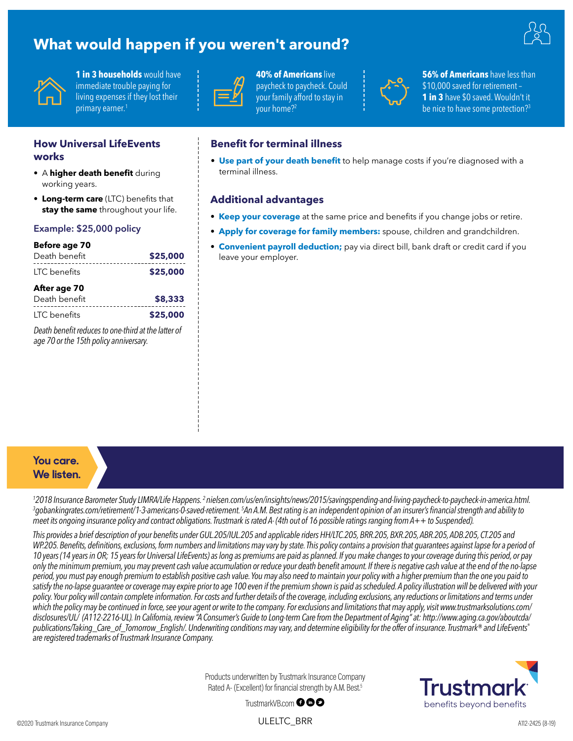# What would happen if you weren't around?

**1 in 3 households** would have immediate trouble paying for living expenses if they lost their primary earner.[1]

**40% of Americans** live paycheck to paycheck. Could your family afford to stay in your home?[2]

**56% of Americans** have less than $10,000 saved for retirement – **1 in 3** have $0 saved. Wouldn't it be nice to have some protection?[3]

## How Universal LifeEvents works

- A **higher death benefit** during working years.
- **Long-term care** (LTC) benefits that **stay the same** throughout your life.

### Example: $25,000 policy

| | |
|---|---|
| **Before age 70** | |
| Death benefit | **$25,000** |
| LTC benefits | **$25,000** |
| **After age 70** | |
| Death benefit | **$8,333** |
| LTC benefits | **$25,000** |

*Death benefit reduces to one-third at the latter of age 70 or the 15th policy anniversary.*

## Benefit for terminal illness

- **Use part of your death benefit** to help manage costs if you're diagnosed with a terminal illness.

## Additional advantages

- **Keep your coverage** at the same price and benefits if you change jobs or retire.
- **Apply for coverage for family members:** spouse, children and grandchildren.
- **Convenient payroll deduction;** pay via direct bill, bank draft or credit card if you leave your employer.

**You care. We listen.**

*[1]2018 Insurance Barometer Study LIMRA/Life Happens. [2]nielsen.com/us/en/insights/news/2015/savingspending-and-living-paycheck-to-paycheck-in-america.html. [3]gobankingrates.com/retirement/1-3-americans-0-saved-retirement. [5]An A.M. Best rating is an independent opinion of an insurer's financial strength and ability to meet its ongoing insurance policy and contract obligations. Trustmark is rated A- (4th out of 16 possible ratings ranging from A++ to Suspended).*

*This provides a brief description of your benefits under GUL.205/IUL.205 and applicable riders HH/LTC.205, BRR.205, BXR.205, ABR.205, ADB.205, CT.205 and WP.205. Benefits, definitions, exclusions, form numbers and limitations may vary by state. This policy contains a provision that guarantees against lapse for a period of 10 years (14 years in OR; 15 years for Universal LifeEvents) as long as premiums are paid as planned. If you make changes to your coverage during this period, or pay only the minimum premium, you may prevent cash value accumulation or reduce your death benefit amount. If there is negative cash value at the end of the no-lapse period, you must pay enough premium to establish positive cash value. You may also need to maintain your policy with a higher premium than the one you paid to satisfy the no-lapse guarantee or coverage may expire prior to age 100 even if the premium shown is paid as scheduled. A policy illustration will be delivered with your policy. Your policy will contain complete information. For costs and further details of the coverage, including exclusions, any reductions or limitations and terms under which the policy may be continued in force, see your agent or write to the company. For exclusions and limitations that may apply, visit www.trustmarksolutions.com/disclosures/UL/ (A112-2216-UL). In California, review "A Consumer's Guide to Long-term Care from the Department of Aging" at: http://www.aging.ca.gov/aboutcda/publications/Taking_Care_of_Tomorrow_English/. Underwriting conditions may vary, and determine eligibility for the offer of insurance. Trustmark® and LifeEvents® are registered trademarks of Trustmark Insurance Company.*

Products underwritten by Trustmark Insurance Company
Rated A- (Excellent) for financial strength by A.M. Best.[5]

TrustmarkVB.com

Trustmark
benefits beyond benefits

©2020 Trustmark Insurance Company

ULELTC_BRR

A112-2425 (8-19)